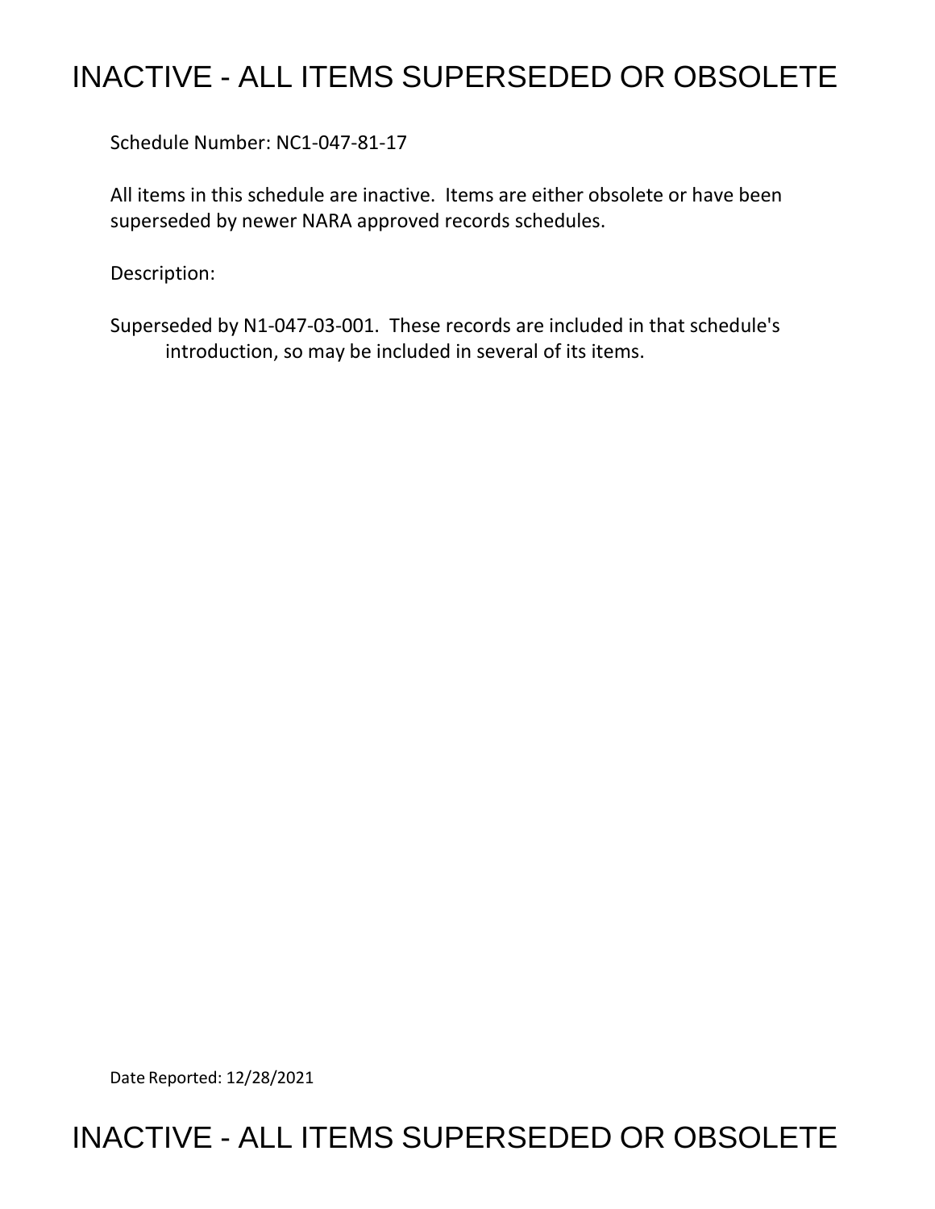# INACTIVE - ALL ITEMS SUPERSEDED OR OBSOLETE

Schedule Number: NC1-047-81-17

All items in this schedule are inactive. Items are either obsolete or have been superseded by newer NARA approved records schedules.

Description:

Superseded by N1-047-03-001. These records are included in that schedule's introduction, so may be included in several of its items.

Date Reported: 12/28/2021

# INACTIVE - ALL ITEMS SUPERSEDED OR OBSOLETE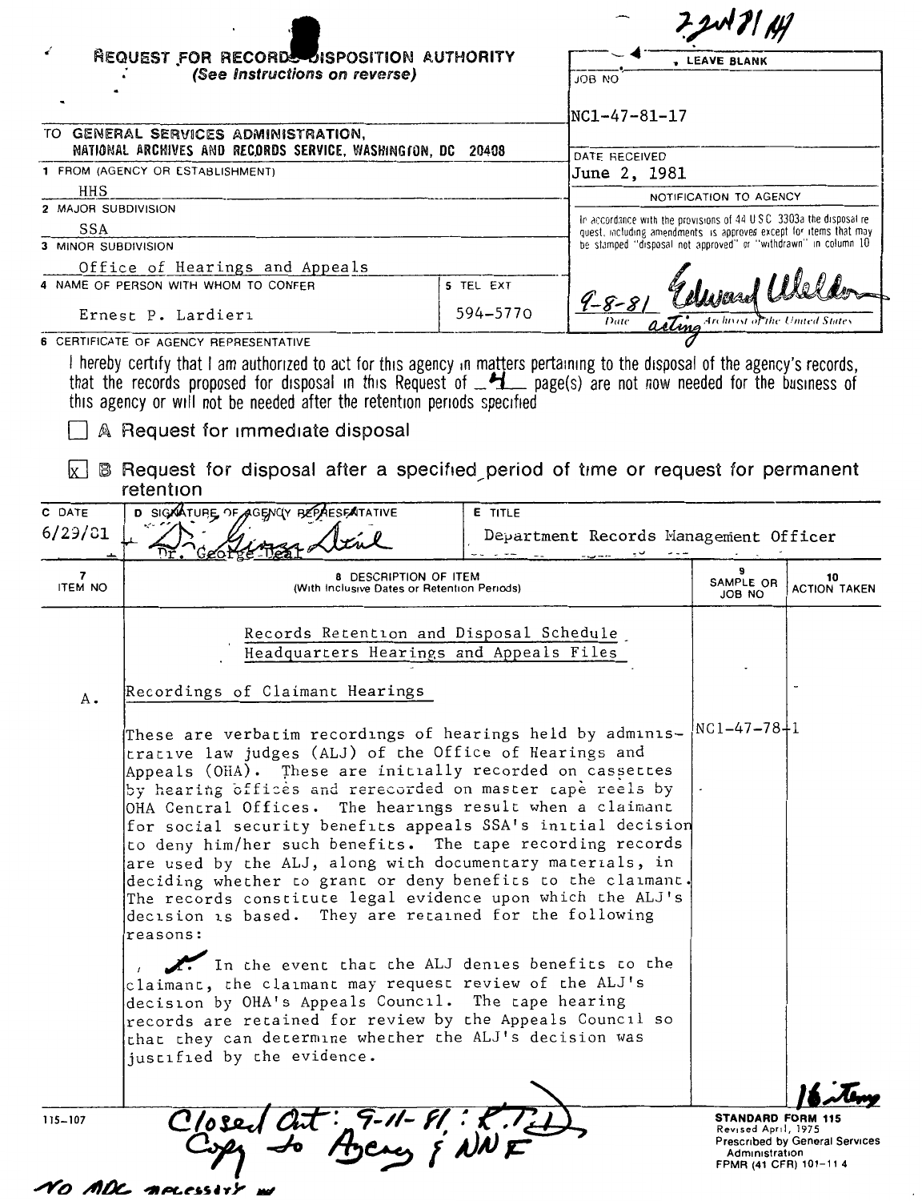## REQUEST FOR RECORDS DISPOSITION AUTHORITY

*(See Instructions on reverse)*

22N71 AH

| | LEAVE BLANK |
|---|---|
| | JOB NO |
| | NC1-47-81-17 |
| TO GENERAL SERVICES ADMINISTRATION, NATIONAL ARCHIVES AND RECORDS SERVICE, WASHINGTON, DC 20408 | DATE RECEIVED June 2, 1981 |
| 1 FROM (AGENCY OR ESTABLISHMENT) HHS | NOTIFICATION TO AGENCY |
| 2 MAJOR SUBDIVISION SSA | In accordance with the provisions of 44 USC 3303a the disposal request, including amendments is approved except for items that may be stamped "disposal not approved" or "withdrawn" in column 10 |
| 3 MINOR SUBDIVISION Office of Hearings and Appeals | |
| 4 NAME OF PERSON WITH WHOM TO CONFER: Ernest P. Lardieri — 5 TEL EXT: 594-5770 | 9-8-81 Edward Weldon — Date — acting Archivist of the United States |

**6 CERTIFICATE OF AGENCY REPRESENTATIVE**

I hereby certify that I am authorized to act for this agency in matters pertaining to the disposal of the agency's records, that the records proposed for disposal in this Request of 4 page(s) are not now needed for the business of this agency or will not be needed after the retention periods specified

☐ A Request for immediate disposal

☒ B Request for disposal after a specified period of time or request for permanent retention

| C DATE | D SIGNATURE OF AGENCY REPRESENTATIVE | E TITLE |
|---|---|---|
| 6/29/81 | Dr. George Deal | Department Records Management Officer |

| 7 ITEM NO | 8 DESCRIPTION OF ITEM (With Inclusive Dates or Retention Periods) | 9 SAMPLE OR JOB NO | 10 ACTION TAKEN |
|---|---|---|---|
| | Records Retention and Disposal Schedule Headquarters Hearings and Appeals Files | | |
| A. | Recordings of Claimant Hearings | | |
| | These are verbatim recordings of hearings held by administrative law judges (ALJ) of the Office of Hearings and Appeals (OHA). These are initially recorded on cassettes by hearing offices and rerecorded on master tape reels by OHA Central Offices. The hearings result when a claimant for social security benefits appeals SSA's initial decision to deny him/her such benefits. The tape recording records are used by the ALJ, along with documentary materials, in deciding whether to grant or deny benefits to the claimant. The records constitute legal evidence upon which the ALJ's decision is based. They are retained for the following reasons: | NC1-47-78-1 | |
| | 1. In the event that the ALJ denies benefits to the claimant, the claimant may request review of the ALJ's decision by OHA's Appeals Council. The tape hearing records are retained for review by the Appeals Council so that they can determine whether the ALJ's decision was justified by the evidence. | | |

16 items

Closed Out: 9-11-81 : R.T.D.
Copy to Agency & NNF

No ADC necessity

115-107

**STANDARD FORM 115**
Revised April, 1975
Prescribed by General Services Administration
FPMR (41 CFR) 101-11 4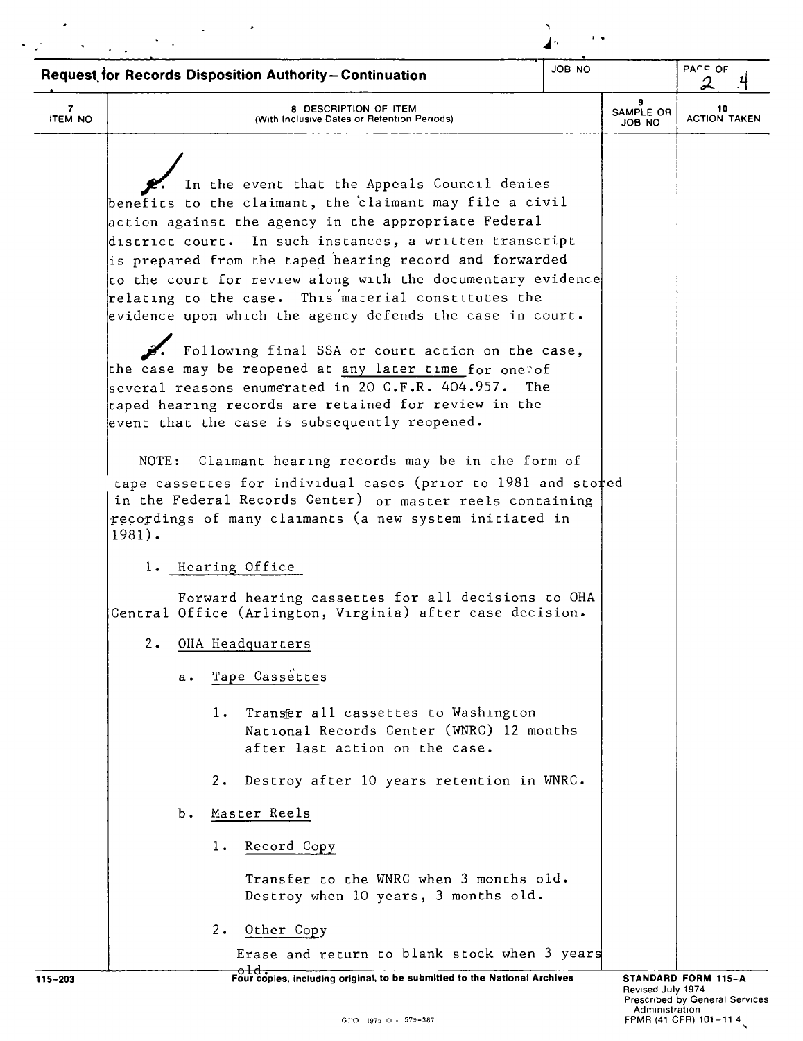**Request for Records Disposition Authority—Continuation**

| JOB NO | PAGE 2 OF 4 |
|---|---|

| 7 ITEM NO | 8 DESCRIPTION OF ITEM (With Inclusive Dates or Retention Periods) | 9 SAMPLE OR JOB NO | 10 ACTION TAKEN |
|---|---|---|---|

2. In the event that the Appeals Council denies benefits to the claimant, the claimant may file a civil action against the agency in the appropriate Federal district court. In such instances, a written transcript is prepared from the taped hearing record and forwarded to the court for review along with the documentary evidence relating to the case. This material constitutes the evidence upon which the agency defends the case in court.

3. Following final SSA or court action on the case, the case may be reopened at any later time for one of several reasons enumerated in 20 C.F.R. 404.957. The taped hearing records are retained for review in the event that the case is subsequently reopened.

NOTE: Claimant hearing records may be in the form of tape cassettes for individual cases (prior to 1981 and stored in the Federal Records Center) or master reels containing recordings of many claimants (a new system initiated in 1981).

1. Hearing Office

   Forward hearing cassettes for all decisions to OHA Central Office (Arlington, Virginia) after case decision.

2. OHA Headquarters

   a. Tape Cassettes

      1. Transfer all cassettes to Washington National Records Center (WNRC) 12 months after last action on the case.

      2. Destroy after 10 years retention in WNRC.

   b. Master Reels

      1. Record Copy

         Transfer to the WNRC when 3 months old. Destroy when 10 years, 3 months old.

      2. Other Copy

         Erase and return to blank stock when 3 years old.

115-203 Four copies, including original, to be submitted to the National Archives

STANDARD FORM 115-A
Revised July 1974
Prescribed by General Services Administration
FPMR (41 CFR) 101-11.4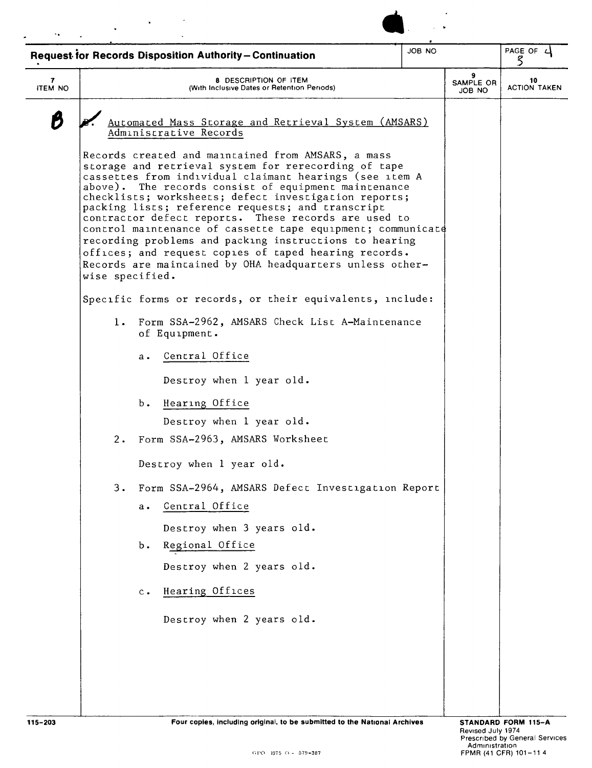**Request for Records Disposition Authority—Continuation**

| 7 ITEM NO | 8 DESCRIPTION OF ITEM (With Inclusive Dates or Retention Periods) | 9 SAMPLE OR JOB NO | 10 ACTION TAKEN |
|---|---|---|---|
| B | | | |

B. Automated Mass Storage and Retrieval System (AMSARS) Administrative Records

Records created and maintained from AMSARS, a mass storage and retrieval system for rerecording of tape cassettes from individual claimant hearings (see item A above). The records consist of equipment maintenance checklists; worksheets; defect investigation reports; packing lists; reference requests; and transcript contractor defect reports. These records are used to control maintenance of cassette tape equipment; communicate recording problems and packing instructions to hearing offices; and request copies of taped hearing records. Records are maintained by OHA headquarters unless otherwise specified.

Specific forms or records, or their equivalents, include:

1. Form SSA-2962, AMSARS Check List A-Maintenance of Equipment.

   a. Central Office

      Destroy when 1 year old.

   b. Hearing Office

      Destroy when 1 year old.

2. Form SSA-2963, AMSARS Worksheet

   Destroy when 1 year old.

3. Form SSA-2964, AMSARS Defect Investigation Report

   a. Central Office

      Destroy when 3 years old.

   b. Regional Office

      Destroy when 2 years old.

   c. Hearing Offices

      Destroy when 2 years old.

115-203 Four copies, including original, to be submitted to the National Archives

STANDARD FORM 115-A
Revised July 1974
Prescribed by General Services Administration
FPMR (41 CFR) 101-11 4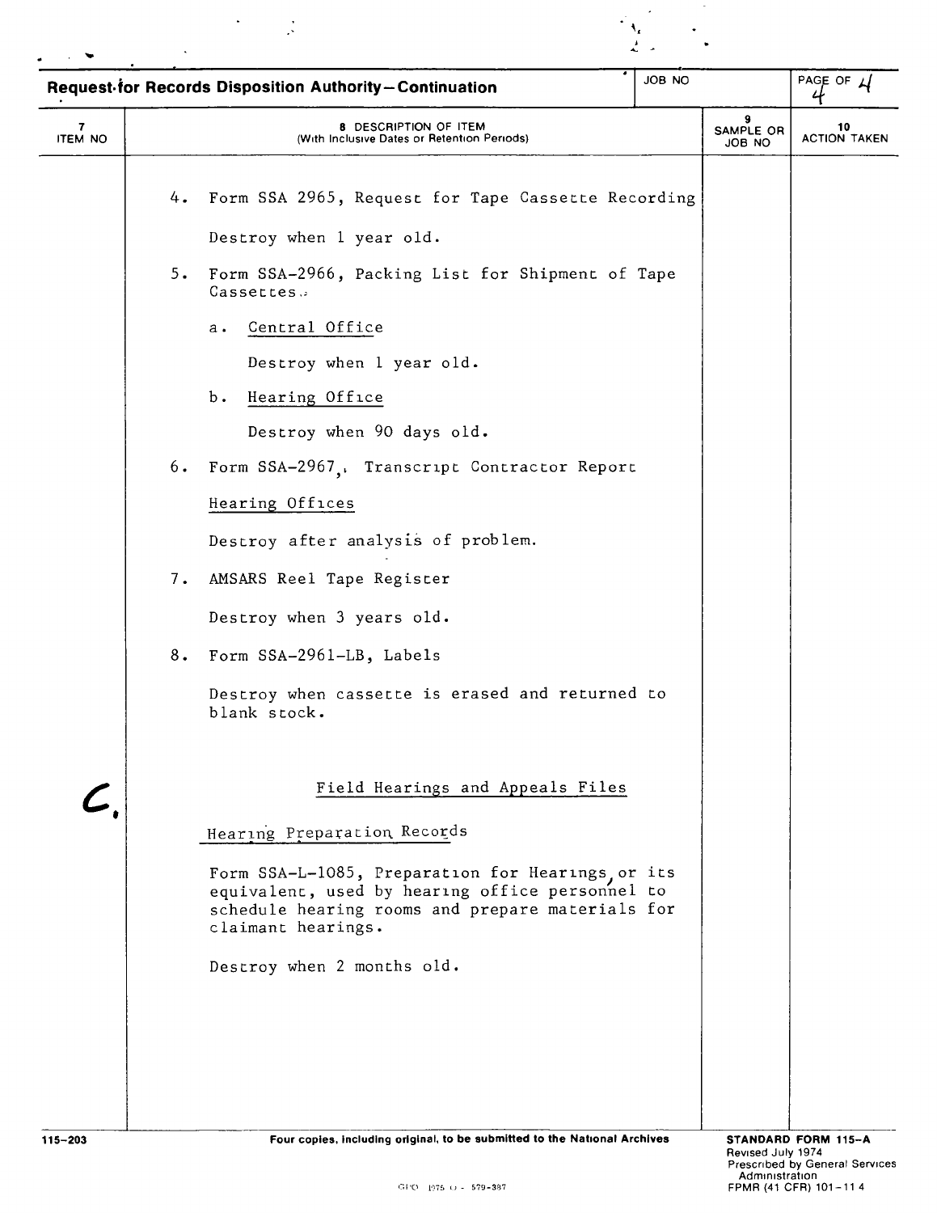**Request for Records Disposition Authority—Continuation**

| JOB NO | PAGE 4 OF 4 |
|---|---|

| 7 ITEM NO | 8 DESCRIPTION OF ITEM (With Inclusive Dates or Retention Periods) | 9 SAMPLE OR JOB NO | 10 ACTION TAKEN |
|---|---|---|---|
| | 4. Form SSA 2965, Request for Tape Cassette Recording | | |
| | Destroy when 1 year old. | | |
| | 5. Form SSA-2966, Packing List for Shipment of Tape Cassettes. | | |
| | a. Central Office | | |
| | Destroy when 1 year old. | | |
| | b. Hearing Office | | |
| | Destroy when 90 days old. | | |
| | 6. Form SSA-2967, Transcript Contractor Report | | |
| | Hearing Offices | | |
| | Destroy after analysis of problem. | | |
| | 7. AMSARS Reel Tape Register | | |
| | Destroy when 3 years old. | | |
| | 8. Form SSA-2961-LB, Labels | | |
| | Destroy when cassette is erased and returned to blank stock. | | |
| C. | Field Hearings and Appeals Files | | |
| | Hearing Preparation Records | | |
| | Form SSA-L-1085, Preparation for Hearings, or its equivalent, used by hearing office personnel to schedule hearing rooms and prepare materials for claimant hearings. | | |
| | Destroy when 2 months old. | | |

115-203

Four copies, including original, to be submitted to the National Archives

STANDARD FORM 115-A
Revised July 1974
Prescribed by General Services Administration
FPMR (41 CFR) 101-11 4